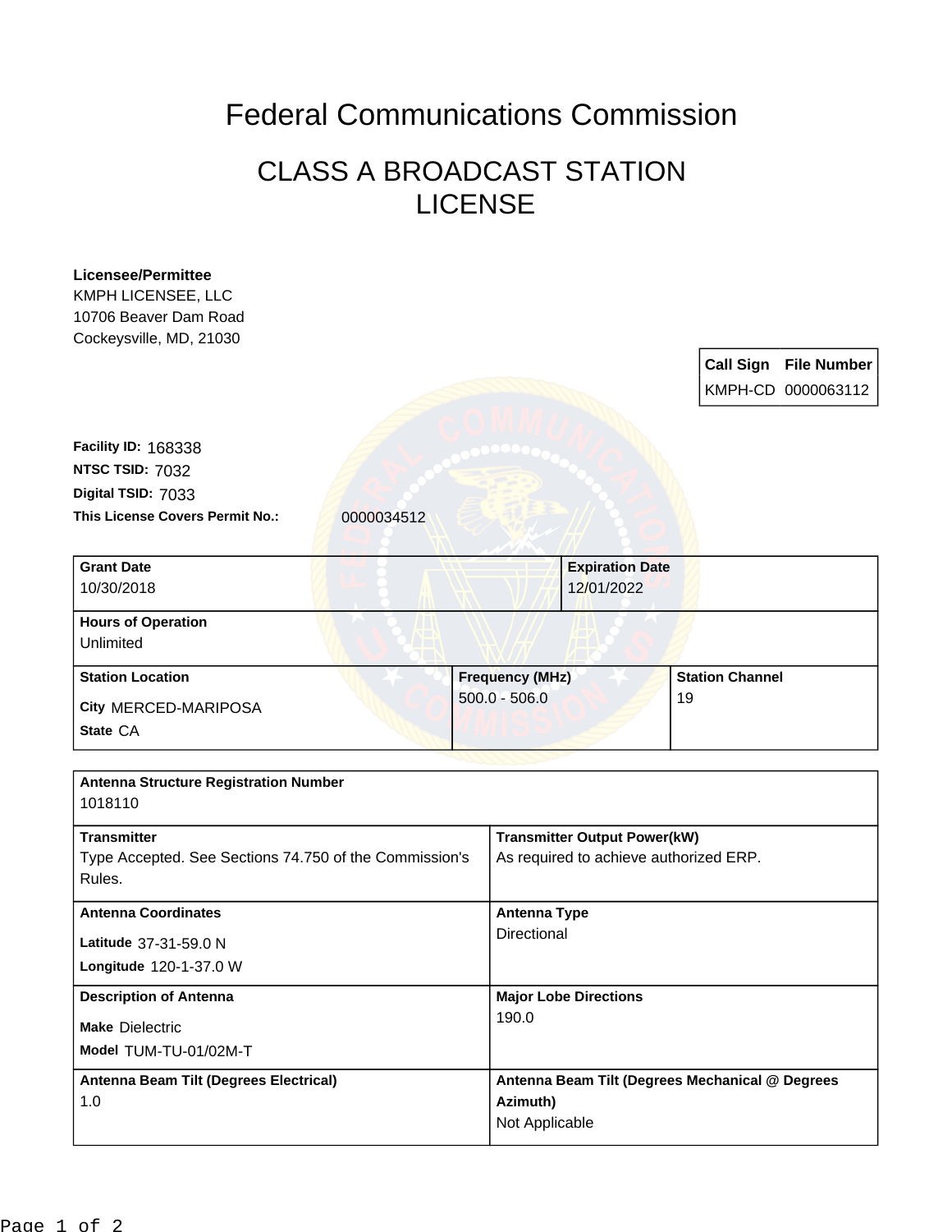# Federal Communications Commission

## CLASS A BROADCAST STATION LICENSE

**Licensee/Permittee**
KMPH LICENSEE, LLC
10706 Beaver Dam Road
Cockeysville, MD, 21030

| Call Sign | File Number |
| --- | --- |
| KMPH-CD | 0000063112 |

**Facility ID:** 168338
**NTSC TSID:** 7032
**Digital TSID:** 7033
**This License Covers Permit No.:** 0000034512

| Grant Date | Expiration Date |
| --- | --- |
| 10/30/2018 | 12/01/2022 |

**Hours of Operation**
Unlimited

| Station Location | Frequency (MHz) | Station Channel |
| --- | --- | --- |
| City MERCED-MARIPOSA<br>State CA | 500.0 - 506.0 | 19 |

**Antenna Structure Registration Number**
1018110

| Transmitter | Transmitter Output Power(kW) |
| --- | --- |
| Type Accepted. See Sections 74.750 of the Commission's Rules. | As required to achieve authorized ERP. |

| Antenna Coordinates | Antenna Type |
| --- | --- |
| Latitude 37-31-59.0 N<br>Longitude 120-1-37.0 W | Directional |

| Description of Antenna | Major Lobe Directions |
| --- | --- |
| Make Dielectric<br>Model TUM-TU-01/02M-T | 190.0 |

| Antenna Beam Tilt (Degrees Electrical) | Antenna Beam Tilt (Degrees Mechanical @ Degrees Azimuth) |
| --- | --- |
| 1.0 | Not Applicable |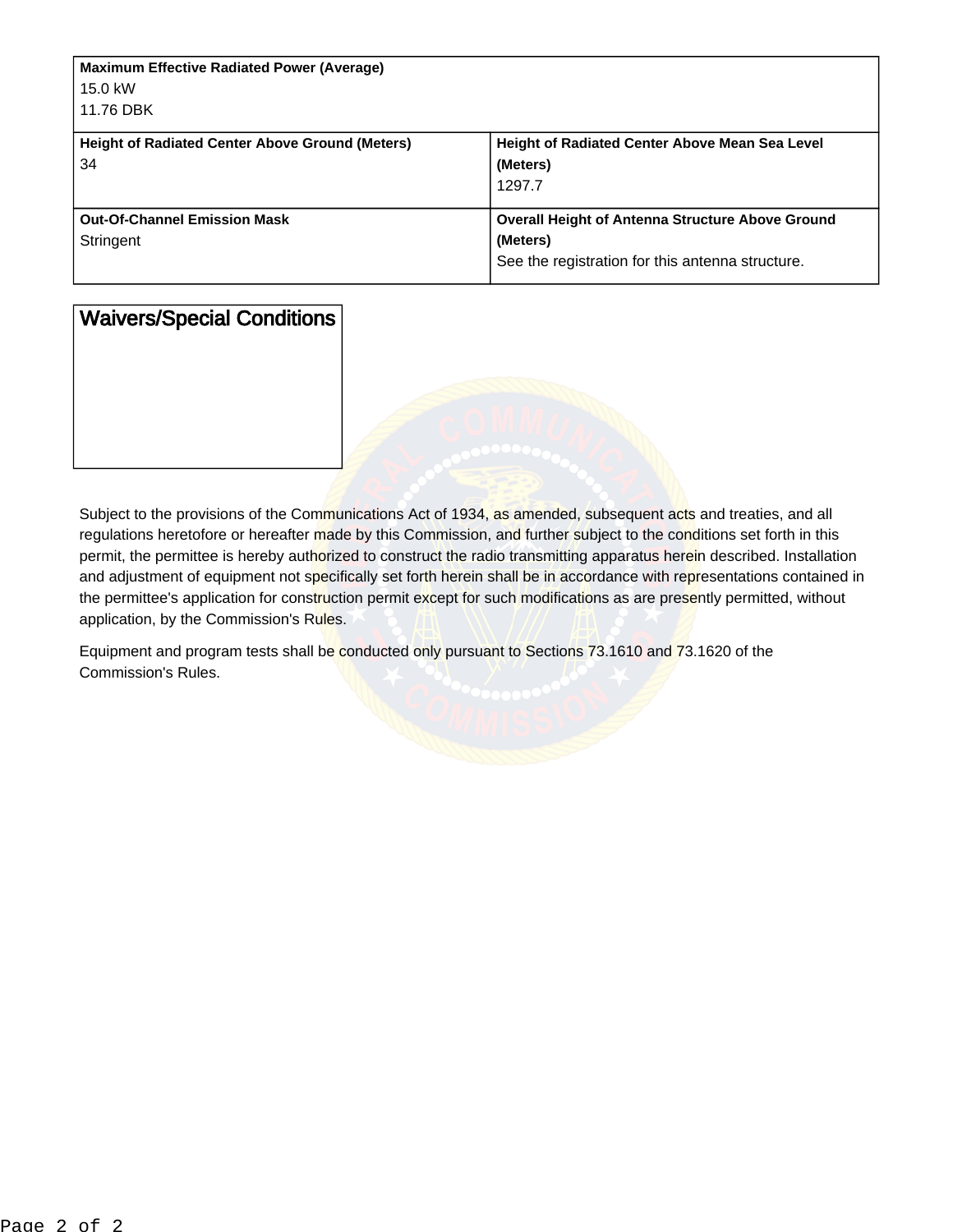| | |
|---|---|
| **Maximum Effective Radiated Power (Average)**<br>15.0 kW<br>11.76 DBK | |
| **Height of Radiated Center Above Ground (Meters)**<br>34 | **Height of Radiated Center Above Mean Sea Level (Meters)**<br>1297.7 |
| **Out-Of-Channel Emission Mask**<br>Stringent | **Overall Height of Antenna Structure Above Ground (Meters)**<br>See the registration for this antenna structure. |

## Waivers/Special Conditions

Subject to the provisions of the Communications Act of 1934, as amended, subsequent acts and treaties, and all regulations heretofore or hereafter made by this Commission, and further subject to the conditions set forth in this permit, the permittee is hereby authorized to construct the radio transmitting apparatus herein described. Installation and adjustment of equipment not specifically set forth herein shall be in accordance with representations contained in the permittee's application for construction permit except for such modifications as are presently permitted, without application, by the Commission's Rules.

Equipment and program tests shall be conducted only pursuant to Sections 73.1610 and 73.1620 of the Commission's Rules.